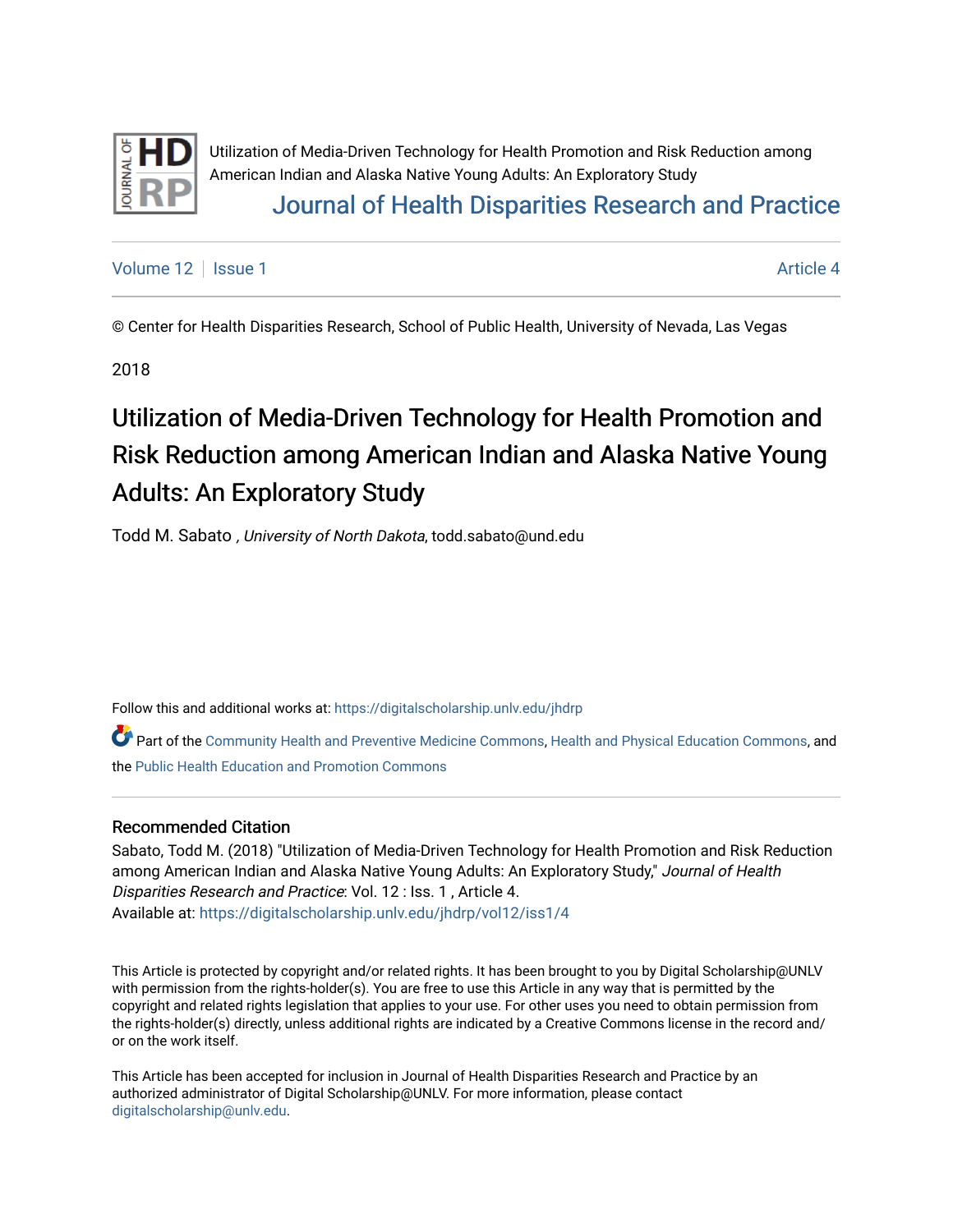Utilization of Media-Driven Technology for Health Promotion and Risk Reduction among American Indian and Alaska Native Young Adults: An Exploratory Study

Journal of Health Disparities Research and Practice

Volume 12 | Issue 1 | Article 4

© Center for Health Disparities Research, School of Public Health, University of Nevada, Las Vegas

2018

# Utilization of Media-Driven Technology for Health Promotion and Risk Reduction among American Indian and Alaska Native Young Adults: An Exploratory Study

Todd M. Sabato , *University of North Dakota*, todd.sabato@und.edu

Follow this and additional works at: https://digitalscholarship.unlv.edu/jhdrp

Part of the Community Health and Preventive Medicine Commons, Health and Physical Education Commons, and the Public Health Education and Promotion Commons

## Recommended Citation

Sabato, Todd M. (2018) "Utilization of Media-Driven Technology for Health Promotion and Risk Reduction among American Indian and Alaska Native Young Adults: An Exploratory Study," *Journal of Health Disparities Research and Practice*: Vol. 12 : Iss. 1 , Article 4.
Available at: https://digitalscholarship.unlv.edu/jhdrp/vol12/iss1/4

This Article is protected by copyright and/or related rights. It has been brought to you by Digital Scholarship@UNLV with permission from the rights-holder(s). You are free to use this Article in any way that is permitted by the copyright and related rights legislation that applies to your use. For other uses you need to obtain permission from the rights-holder(s) directly, unless additional rights are indicated by a Creative Commons license in the record and/or on the work itself.

This Article has been accepted for inclusion in Journal of Health Disparities Research and Practice by an authorized administrator of Digital Scholarship@UNLV. For more information, please contact digitalscholarship@unlv.edu.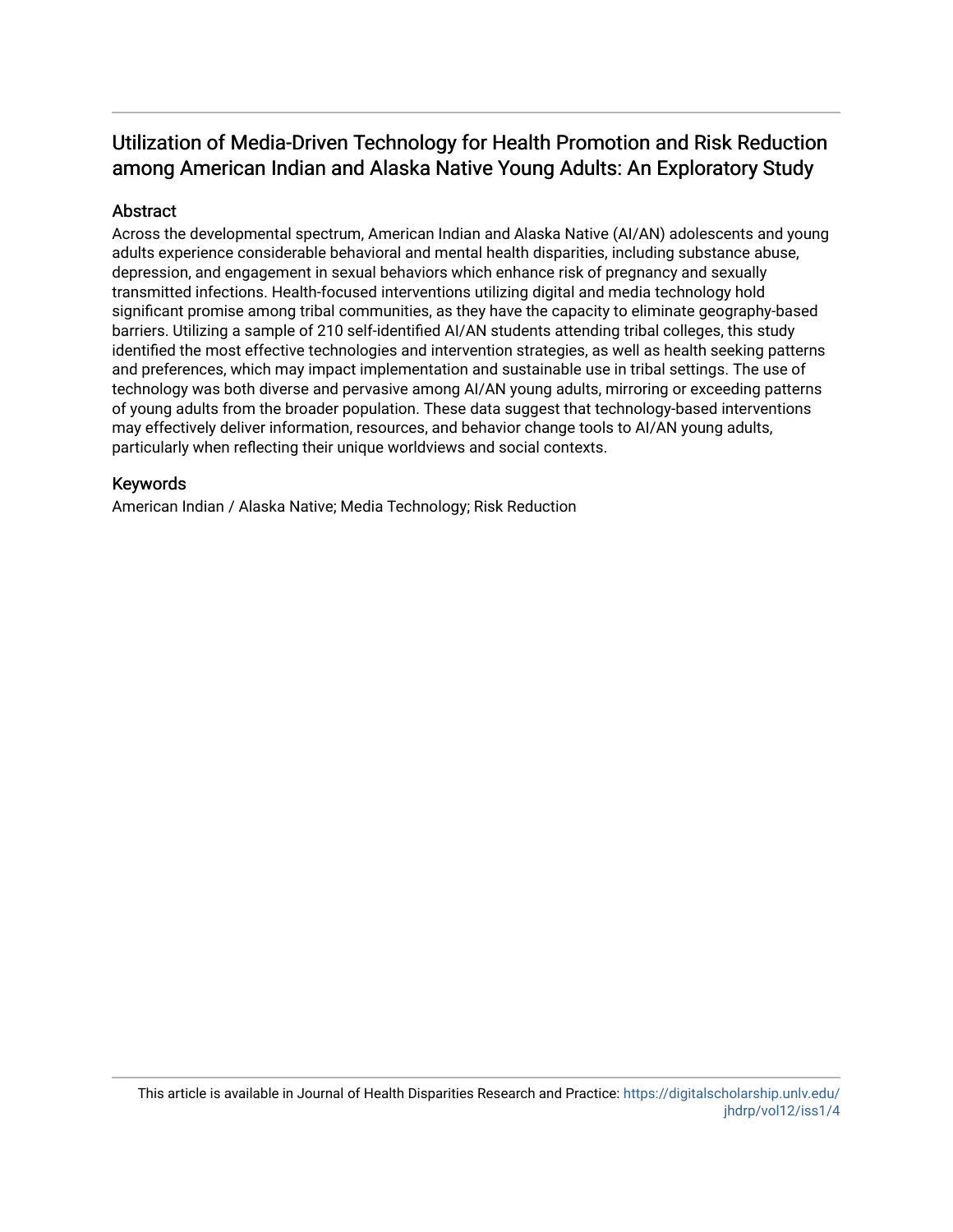# Utilization of Media-Driven Technology for Health Promotion and Risk Reduction among American Indian and Alaska Native Young Adults: An Exploratory Study

## Abstract

Across the developmental spectrum, American Indian and Alaska Native (AI/AN) adolescents and young adults experience considerable behavioral and mental health disparities, including substance abuse, depression, and engagement in sexual behaviors which enhance risk of pregnancy and sexually transmitted infections. Health-focused interventions utilizing digital and media technology hold significant promise among tribal communities, as they have the capacity to eliminate geography-based barriers. Utilizing a sample of 210 self-identified AI/AN students attending tribal colleges, this study identified the most effective technologies and intervention strategies, as well as health seeking patterns and preferences, which may impact implementation and sustainable use in tribal settings. The use of technology was both diverse and pervasive among AI/AN young adults, mirroring or exceeding patterns of young adults from the broader population. These data suggest that technology-based interventions may effectively deliver information, resources, and behavior change tools to AI/AN young adults, particularly when reflecting their unique worldviews and social contexts.

## Keywords

American Indian / Alaska Native; Media Technology; Risk Reduction

This article is available in Journal of Health Disparities Research and Practice: https://digitalscholarship.unlv.edu/jhdrp/vol12/iss1/4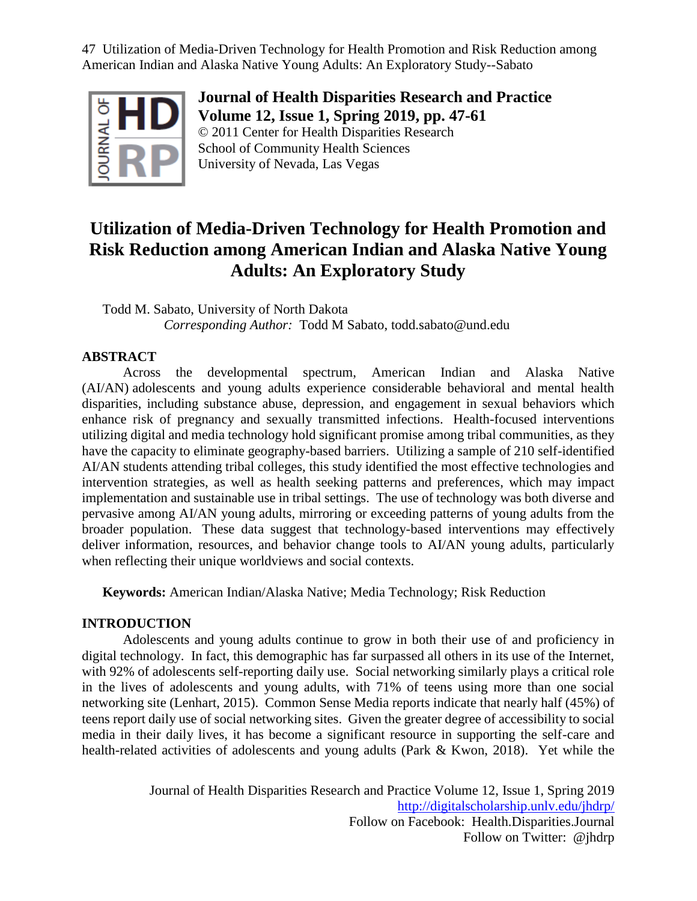# Utilization of Media-Driven Technology for Health Promotion and Risk Reduction among American Indian and Alaska Native Young Adults: An Exploratory Study

Todd M. Sabato, University of North Dakota
*Corresponding Author:* Todd M Sabato, todd.sabato@und.edu

## ABSTRACT

Across the developmental spectrum, American Indian and Alaska Native (AI/AN) adolescents and young adults experience considerable behavioral and mental health disparities, including substance abuse, depression, and engagement in sexual behaviors which enhance risk of pregnancy and sexually transmitted infections. Health-focused interventions utilizing digital and media technology hold significant promise among tribal communities, as they have the capacity to eliminate geography-based barriers. Utilizing a sample of 210 self-identified AI/AN students attending tribal colleges, this study identified the most effective technologies and intervention strategies, as well as health seeking patterns and preferences, which may impact implementation and sustainable use in tribal settings. The use of technology was both diverse and pervasive among AI/AN young adults, mirroring or exceeding patterns of young adults from the broader population. These data suggest that technology-based interventions may effectively deliver information, resources, and behavior change tools to AI/AN young adults, particularly when reflecting their unique worldviews and social contexts.

**Keywords:** American Indian/Alaska Native; Media Technology; Risk Reduction

## INTRODUCTION

Adolescents and young adults continue to grow in both their use of and proficiency in digital technology. In fact, this demographic has far surpassed all others in its use of the Internet, with 92% of adolescents self-reporting daily use. Social networking similarly plays a critical role in the lives of adolescents and young adults, with 71% of teens using more than one social networking site (Lenhart, 2015). Common Sense Media reports indicate that nearly half (45%) of teens report daily use of social networking sites. Given the greater degree of accessibility to social media in their daily lives, it has become a significant resource in supporting the self-care and health-related activities of adolescents and young adults (Park & Kwon, 2018). Yet while the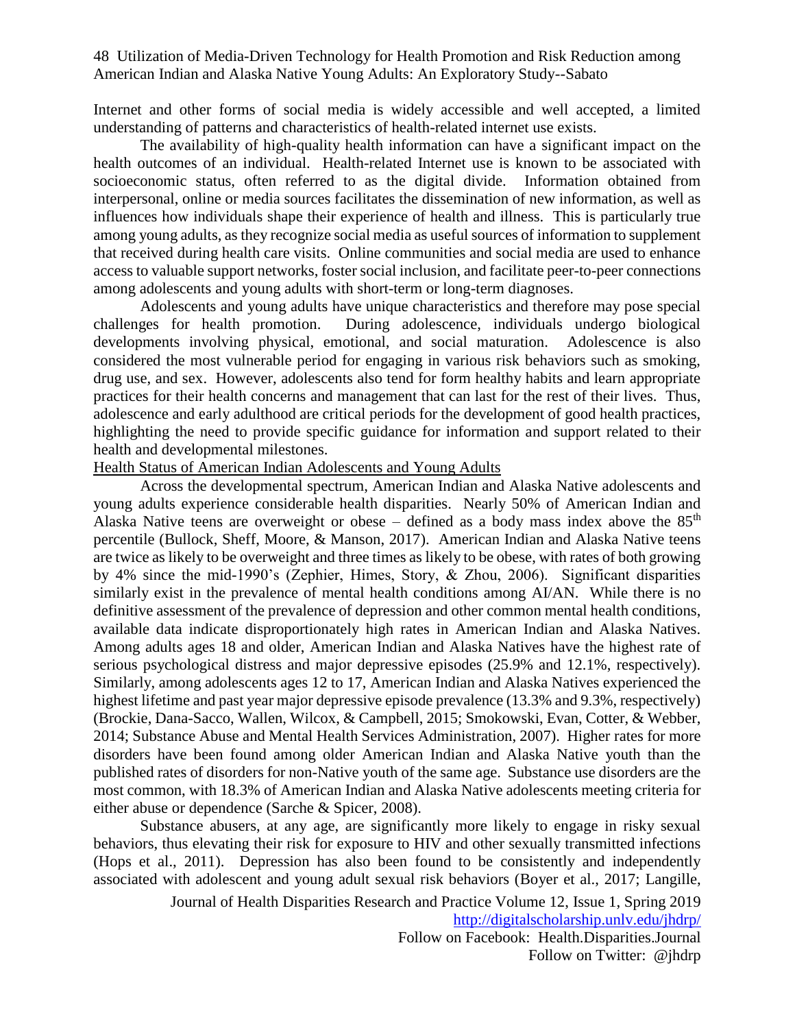Internet and other forms of social media is widely accessible and well accepted, a limited understanding of patterns and characteristics of health-related internet use exists.

The availability of high-quality health information can have a significant impact on the health outcomes of an individual. Health-related Internet use is known to be associated with socioeconomic status, often referred to as the digital divide. Information obtained from interpersonal, online or media sources facilitates the dissemination of new information, as well as influences how individuals shape their experience of health and illness. This is particularly true among young adults, as they recognize social media as useful sources of information to supplement that received during health care visits. Online communities and social media are used to enhance access to valuable support networks, foster social inclusion, and facilitate peer-to-peer connections among adolescents and young adults with short-term or long-term diagnoses.

Adolescents and young adults have unique characteristics and therefore may pose special challenges for health promotion. During adolescence, individuals undergo biological developments involving physical, emotional, and social maturation. Adolescence is also considered the most vulnerable period for engaging in various risk behaviors such as smoking, drug use, and sex. However, adolescents also tend for form healthy habits and learn appropriate practices for their health concerns and management that can last for the rest of their lives. Thus, adolescence and early adulthood are critical periods for the development of good health practices, highlighting the need to provide specific guidance for information and support related to their health and developmental milestones.

## Health Status of American Indian Adolescents and Young Adults

Across the developmental spectrum, American Indian and Alaska Native adolescents and young adults experience considerable health disparities. Nearly 50% of American Indian and Alaska Native teens are overweight or obese – defined as a body mass index above the 85th percentile (Bullock, Sheff, Moore, & Manson, 2017). American Indian and Alaska Native teens are twice as likely to be overweight and three times as likely to be obese, with rates of both growing by 4% since the mid-1990's (Zephier, Himes, Story, & Zhou, 2006). Significant disparities similarly exist in the prevalence of mental health conditions among AI/AN. While there is no definitive assessment of the prevalence of depression and other common mental health conditions, available data indicate disproportionately high rates in American Indian and Alaska Natives. Among adults ages 18 and older, American Indian and Alaska Natives have the highest rate of serious psychological distress and major depressive episodes (25.9% and 12.1%, respectively). Similarly, among adolescents ages 12 to 17, American Indian and Alaska Natives experienced the highest lifetime and past year major depressive episode prevalence (13.3% and 9.3%, respectively) (Brockie, Dana-Sacco, Wallen, Wilcox, & Campbell, 2015; Smokowski, Evan, Cotter, & Webber, 2014; Substance Abuse and Mental Health Services Administration, 2007). Higher rates for more disorders have been found among older American Indian and Alaska Native youth than the published rates of disorders for non-Native youth of the same age. Substance use disorders are the most common, with 18.3% of American Indian and Alaska Native adolescents meeting criteria for either abuse or dependence (Sarche & Spicer, 2008).

Substance abusers, at any age, are significantly more likely to engage in risky sexual behaviors, thus elevating their risk for exposure to HIV and other sexually transmitted infections (Hops et al., 2011). Depression has also been found to be consistently and independently associated with adolescent and young adult sexual risk behaviors (Boyer et al., 2017; Langille,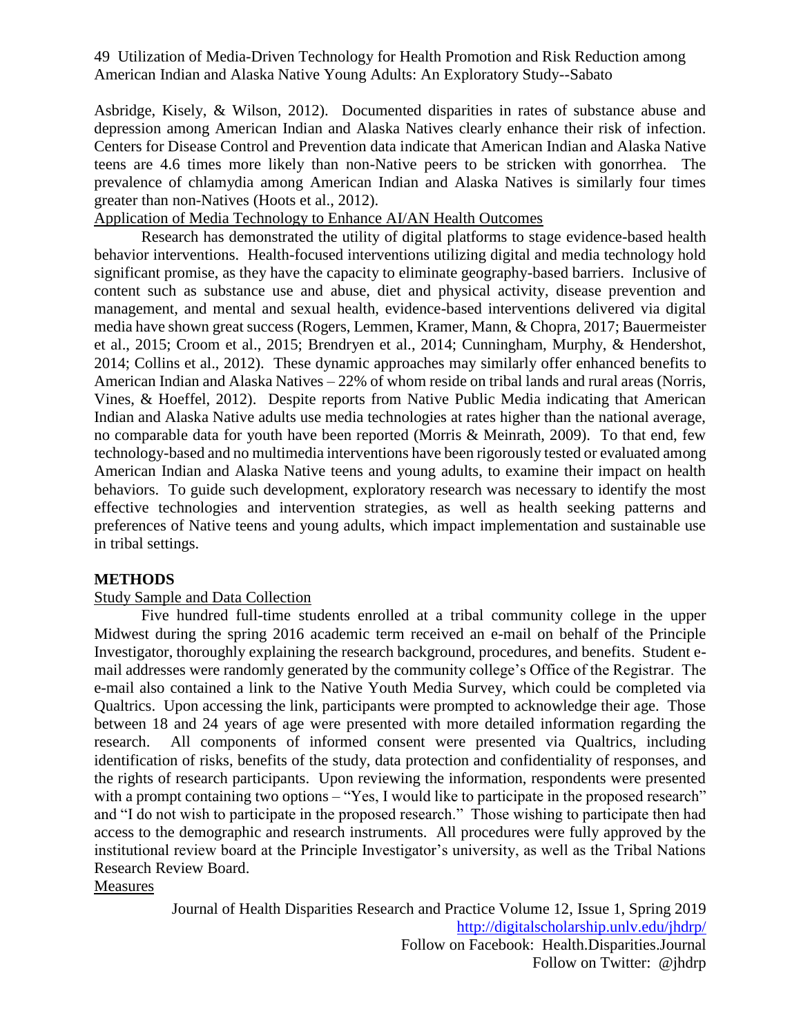Asbridge, Kisely, & Wilson, 2012). Documented disparities in rates of substance abuse and depression among American Indian and Alaska Natives clearly enhance their risk of infection. Centers for Disease Control and Prevention data indicate that American Indian and Alaska Native teens are 4.6 times more likely than non-Native peers to be stricken with gonorrhea. The prevalence of chlamydia among American Indian and Alaska Natives is similarly four times greater than non-Natives (Hoots et al., 2012).

### Application of Media Technology to Enhance AI/AN Health Outcomes

Research has demonstrated the utility of digital platforms to stage evidence-based health behavior interventions. Health-focused interventions utilizing digital and media technology hold significant promise, as they have the capacity to eliminate geography-based barriers. Inclusive of content such as substance use and abuse, diet and physical activity, disease prevention and management, and mental and sexual health, evidence-based interventions delivered via digital media have shown great success (Rogers, Lemmen, Kramer, Mann, & Chopra, 2017; Bauermeister et al., 2015; Croom et al., 2015; Brendryen et al., 2014; Cunningham, Murphy, & Hendershot, 2014; Collins et al., 2012). These dynamic approaches may similarly offer enhanced benefits to American Indian and Alaska Natives – 22% of whom reside on tribal lands and rural areas (Norris, Vines, & Hoeffel, 2012). Despite reports from Native Public Media indicating that American Indian and Alaska Native adults use media technologies at rates higher than the national average, no comparable data for youth have been reported (Morris & Meinrath, 2009). To that end, few technology-based and no multimedia interventions have been rigorously tested or evaluated among American Indian and Alaska Native teens and young adults, to examine their impact on health behaviors. To guide such development, exploratory research was necessary to identify the most effective technologies and intervention strategies, as well as health seeking patterns and preferences of Native teens and young adults, which impact implementation and sustainable use in tribal settings.

## METHODS

### Study Sample and Data Collection

Five hundred full-time students enrolled at a tribal community college in the upper Midwest during the spring 2016 academic term received an e-mail on behalf of the Principle Investigator, thoroughly explaining the research background, procedures, and benefits. Student e-mail addresses were randomly generated by the community college's Office of the Registrar. The e-mail also contained a link to the Native Youth Media Survey, which could be completed via Qualtrics. Upon accessing the link, participants were prompted to acknowledge their age. Those between 18 and 24 years of age were presented with more detailed information regarding the research. All components of informed consent were presented via Qualtrics, including identification of risks, benefits of the study, data protection and confidentiality of responses, and the rights of research participants. Upon reviewing the information, respondents were presented with a prompt containing two options – "Yes, I would like to participate in the proposed research" and "I do not wish to participate in the proposed research." Those wishing to participate then had access to the demographic and research instruments. All procedures were fully approved by the institutional review board at the Principle Investigator's university, as well as the Tribal Nations Research Review Board.

### Measures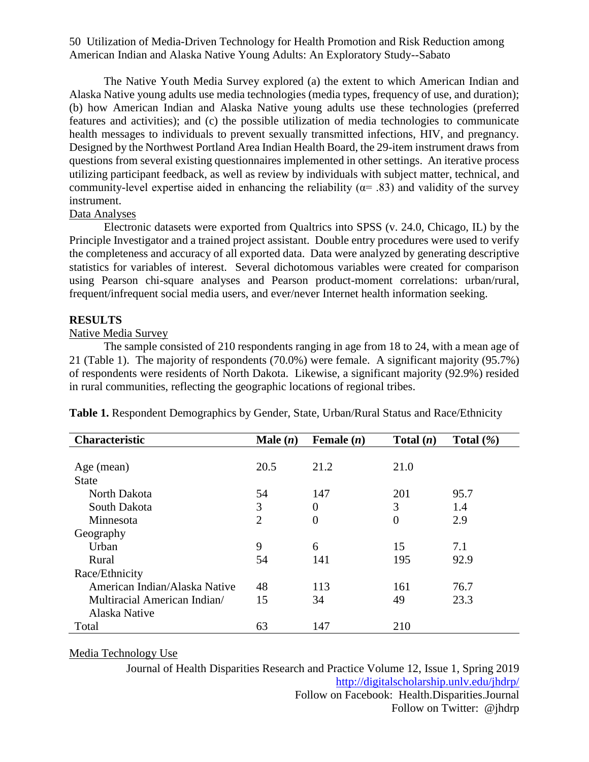The Native Youth Media Survey explored (a) the extent to which American Indian and Alaska Native young adults use media technologies (media types, frequency of use, and duration); (b) how American Indian and Alaska Native young adults use these technologies (preferred features and activities); and (c) the possible utilization of media technologies to communicate health messages to individuals to prevent sexually transmitted infections, HIV, and pregnancy. Designed by the Northwest Portland Area Indian Health Board, the 29-item instrument draws from questions from several existing questionnaires implemented in other settings. An iterative process utilizing participant feedback, as well as review by individuals with subject matter, technical, and community-level expertise aided in enhancing the reliability ($\alpha$= .83) and validity of the survey instrument.

Data Analyses

Electronic datasets were exported from Qualtrics into SPSS (v. 24.0, Chicago, IL) by the Principle Investigator and a trained project assistant. Double entry procedures were used to verify the completeness and accuracy of all exported data. Data were analyzed by generating descriptive statistics for variables of interest. Several dichotomous variables were created for comparison using Pearson chi-square analyses and Pearson product-moment correlations: urban/rural, frequent/infrequent social media users, and ever/never Internet health information seeking.

## RESULTS

Native Media Survey

The sample consisted of 210 respondents ranging in age from 18 to 24, with a mean age of 21 (Table 1). The majority of respondents (70.0%) were female. A significant majority (95.7%) of respondents were residents of North Dakota. Likewise, a significant majority (92.9%) resided in rural communities, reflecting the geographic locations of regional tribes.

**Table 1.** Respondent Demographics by Gender, State, Urban/Rural Status and Race/Ethnicity

| Characteristic | Male (*n*) | Female (*n*) | Total (*n*) | Total (*%*) |
|---|---|---|---|---|
| Age (mean) | 20.5 | 21.2 | 21.0 | |
| State | | | | |
| North Dakota | 54 | 147 | 201 | 95.7 |
| South Dakota | 3 | 0 | 3 | 1.4 |
| Minnesota | 2 | 0 | 0 | 2.9 |
| Geography | | | | |
| Urban | 9 | 6 | 15 | 7.1 |
| Rural | 54 | 141 | 195 | 92.9 |
| Race/Ethnicity | | | | |
| American Indian/Alaska Native | 48 | 113 | 161 | 76.7 |
| Multiracial American Indian/ Alaska Native | 15 | 34 | 49 | 23.3 |
| Total | 63 | 147 | 210 | |

Media Technology Use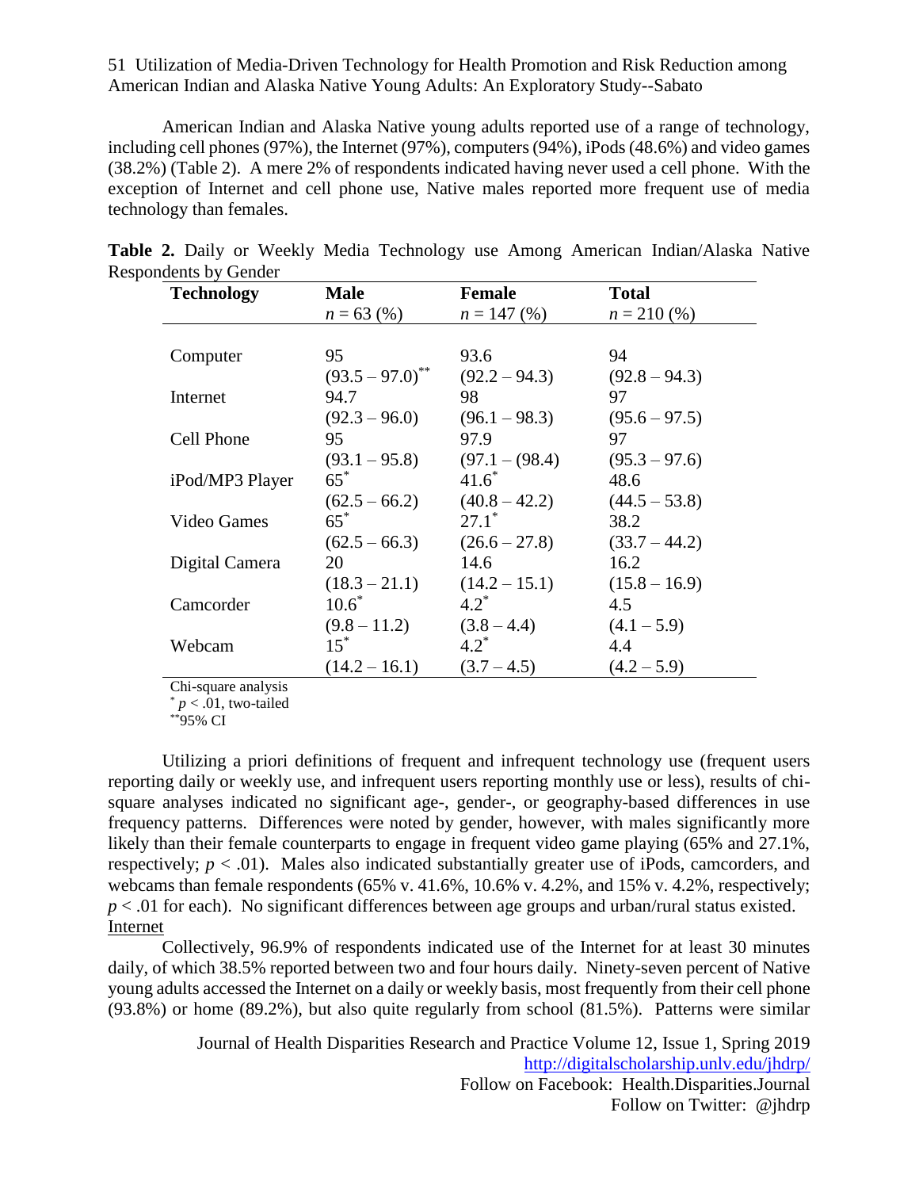American Indian and Alaska Native young adults reported use of a range of technology, including cell phones (97%), the Internet (97%), computers (94%), iPods (48.6%) and video games (38.2%) (Table 2). A mere 2% of respondents indicated having never used a cell phone. With the exception of Internet and cell phone use, Native males reported more frequent use of media technology than females.

**Table 2.** Daily or Weekly Media Technology use Among American Indian/Alaska Native Respondents by Gender

| Technology | Male $n = 63$ (%) | Female $n = 147$ (%) | Total $n = 210$ (%) |
|---|---|---|---|
| Computer | 95 (93.5 – 97.0)** | 93.6 (92.2 – 94.3) | 94 (92.8 – 94.3) |
| Internet | 94.7 (92.3 – 96.0) | 98 (96.1 – 98.3) | 97 (95.6 – 97.5) |
| Cell Phone | 95 (93.1 – 95.8) | 97.9 (97.1 – (98.4) | 97 (95.3 – 97.6) |
| iPod/MP3 Player | 65* (62.5 – 66.2) | 41.6* (40.8 – 42.2) | 48.6 (44.5 – 53.8) |
| Video Games | 65* (62.5 – 66.3) | 27.1* (26.6 – 27.8) | 38.2 (33.7 – 44.2) |
| Digital Camera | 20 (18.3 – 21.1) | 14.6 (14.2 – 15.1) | 16.2 (15.8 – 16.9) |
| Camcorder | 10.6* (9.8 – 11.2) | 4.2* (3.8 – 4.4) | 4.5 (4.1 – 5.9) |
| Webcam | 15* (14.2 – 16.1) | 4.2* (3.7 – 4.5) | 4.4 (4.2 – 5.9) |

Chi-square analysis
* $p < .01$, two-tailed
**95% CI

Utilizing a priori definitions of frequent and infrequent technology use (frequent users reporting daily or weekly use, and infrequent users reporting monthly use or less), results of chi-square analyses indicated no significant age-, gender-, or geography-based differences in use frequency patterns. Differences were noted by gender, however, with males significantly more likely than their female counterparts to engage in frequent video game playing (65% and 27.1%, respectively; $p < .01$). Males also indicated substantially greater use of iPods, camcorders, and webcams than female respondents (65% v. 41.6%, 10.6% v. 4.2%, and 15% v. 4.2%, respectively; $p < .01$ for each). No significant differences between age groups and urban/rural status existed.

Internet

Collectively, 96.9% of respondents indicated use of the Internet for at least 30 minutes daily, of which 38.5% reported between two and four hours daily. Ninety-seven percent of Native young adults accessed the Internet on a daily or weekly basis, most frequently from their cell phone (93.8%) or home (89.2%), but also quite regularly from school (81.5%). Patterns were similar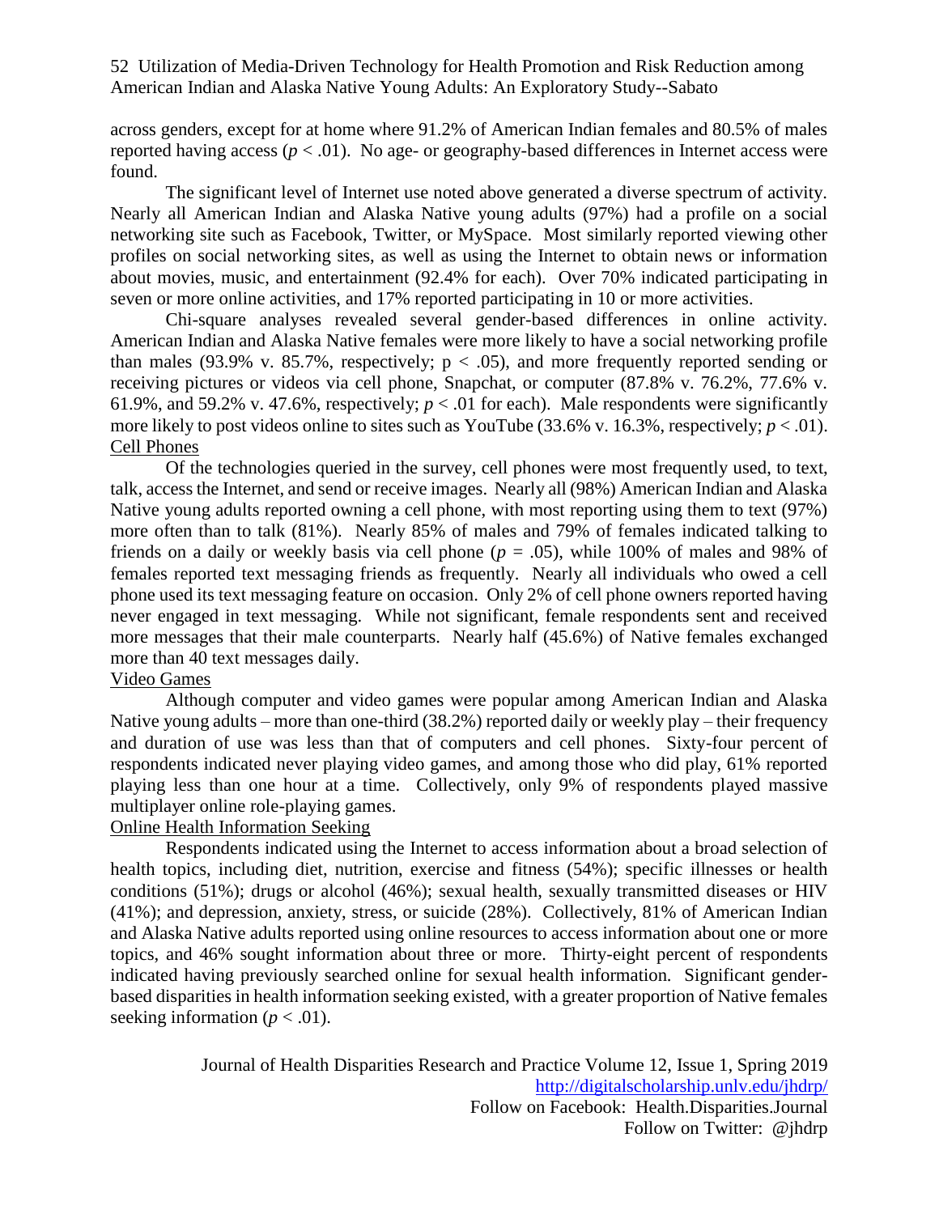across genders, except for at home where 91.2% of American Indian females and 80.5% of males reported having access ($p < .01$). No age- or geography-based differences in Internet access were found.

The significant level of Internet use noted above generated a diverse spectrum of activity. Nearly all American Indian and Alaska Native young adults (97%) had a profile on a social networking site such as Facebook, Twitter, or MySpace. Most similarly reported viewing other profiles on social networking sites, as well as using the Internet to obtain news or information about movies, music, and entertainment (92.4% for each). Over 70% indicated participating in seven or more online activities, and 17% reported participating in 10 or more activities.

Chi-square analyses revealed several gender-based differences in online activity. American Indian and Alaska Native females were more likely to have a social networking profile than males (93.9% v. 85.7%, respectively; $p < .05$), and more frequently reported sending or receiving pictures or videos via cell phone, Snapchat, or computer (87.8% v. 76.2%, 77.6% v. 61.9%, and 59.2% v. 47.6%, respectively; $p < .01$ for each). Male respondents were significantly more likely to post videos online to sites such as YouTube (33.6% v. 16.3%, respectively; $p < .01$).

### Cell Phones

Of the technologies queried in the survey, cell phones were most frequently used, to text, talk, access the Internet, and send or receive images. Nearly all (98%) American Indian and Alaska Native young adults reported owning a cell phone, with most reporting using them to text (97%) more often than to talk (81%). Nearly 85% of males and 79% of females indicated talking to friends on a daily or weekly basis via cell phone ($p = .05$), while 100% of males and 98% of females reported text messaging friends as frequently. Nearly all individuals who owed a cell phone used its text messaging feature on occasion. Only 2% of cell phone owners reported having never engaged in text messaging. While not significant, female respondents sent and received more messages that their male counterparts. Nearly half (45.6%) of Native females exchanged more than 40 text messages daily.

### Video Games

Although computer and video games were popular among American Indian and Alaska Native young adults – more than one-third (38.2%) reported daily or weekly play – their frequency and duration of use was less than that of computers and cell phones. Sixty-four percent of respondents indicated never playing video games, and among those who did play, 61% reported playing less than one hour at a time. Collectively, only 9% of respondents played massive multiplayer online role-playing games.

### Online Health Information Seeking

Respondents indicated using the Internet to access information about a broad selection of health topics, including diet, nutrition, exercise and fitness (54%); specific illnesses or health conditions (51%); drugs or alcohol (46%); sexual health, sexually transmitted diseases or HIV (41%); and depression, anxiety, stress, or suicide (28%). Collectively, 81% of American Indian and Alaska Native adults reported using online resources to access information about one or more topics, and 46% sought information about three or more. Thirty-eight percent of respondents indicated having previously searched online for sexual health information. Significant gender-based disparities in health information seeking existed, with a greater proportion of Native females seeking information ($p < .01$).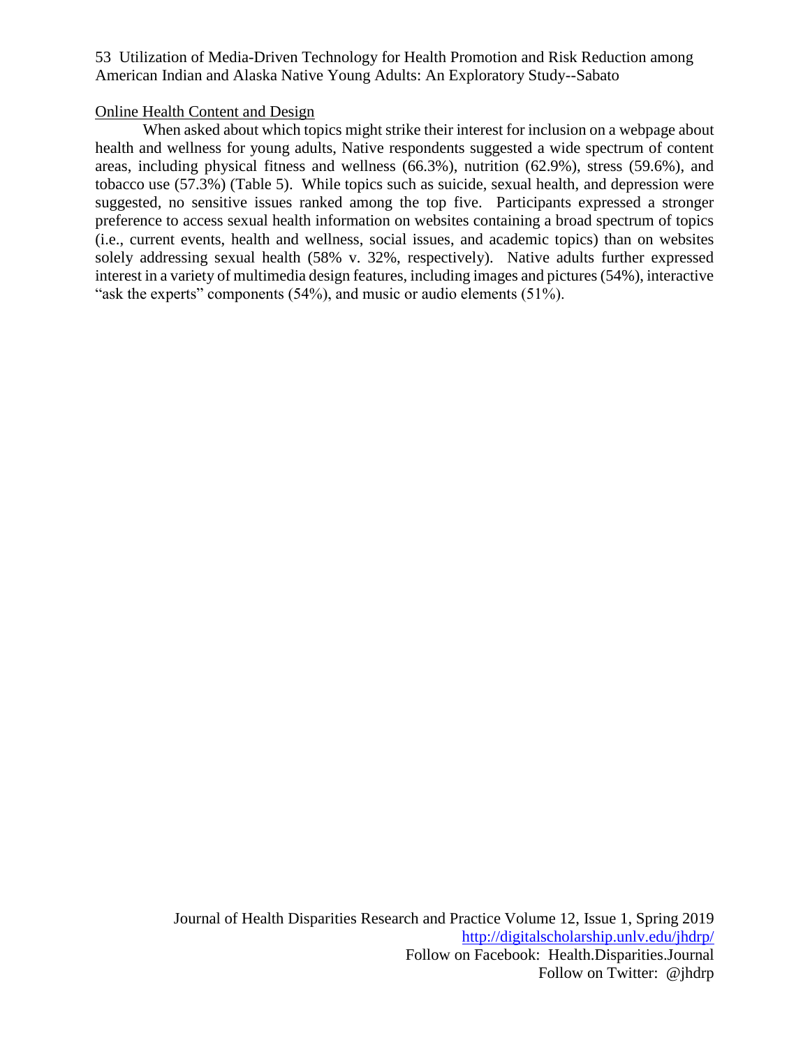### Online Health Content and Design

When asked about which topics might strike their interest for inclusion on a webpage about health and wellness for young adults, Native respondents suggested a wide spectrum of content areas, including physical fitness and wellness (66.3%), nutrition (62.9%), stress (59.6%), and tobacco use (57.3%) (Table 5). While topics such as suicide, sexual health, and depression were suggested, no sensitive issues ranked among the top five. Participants expressed a stronger preference to access sexual health information on websites containing a broad spectrum of topics (i.e., current events, health and wellness, social issues, and academic topics) than on websites solely addressing sexual health (58% v. 32%, respectively). Native adults further expressed interest in a variety of multimedia design features, including images and pictures (54%), interactive "ask the experts" components (54%), and music or audio elements (51%).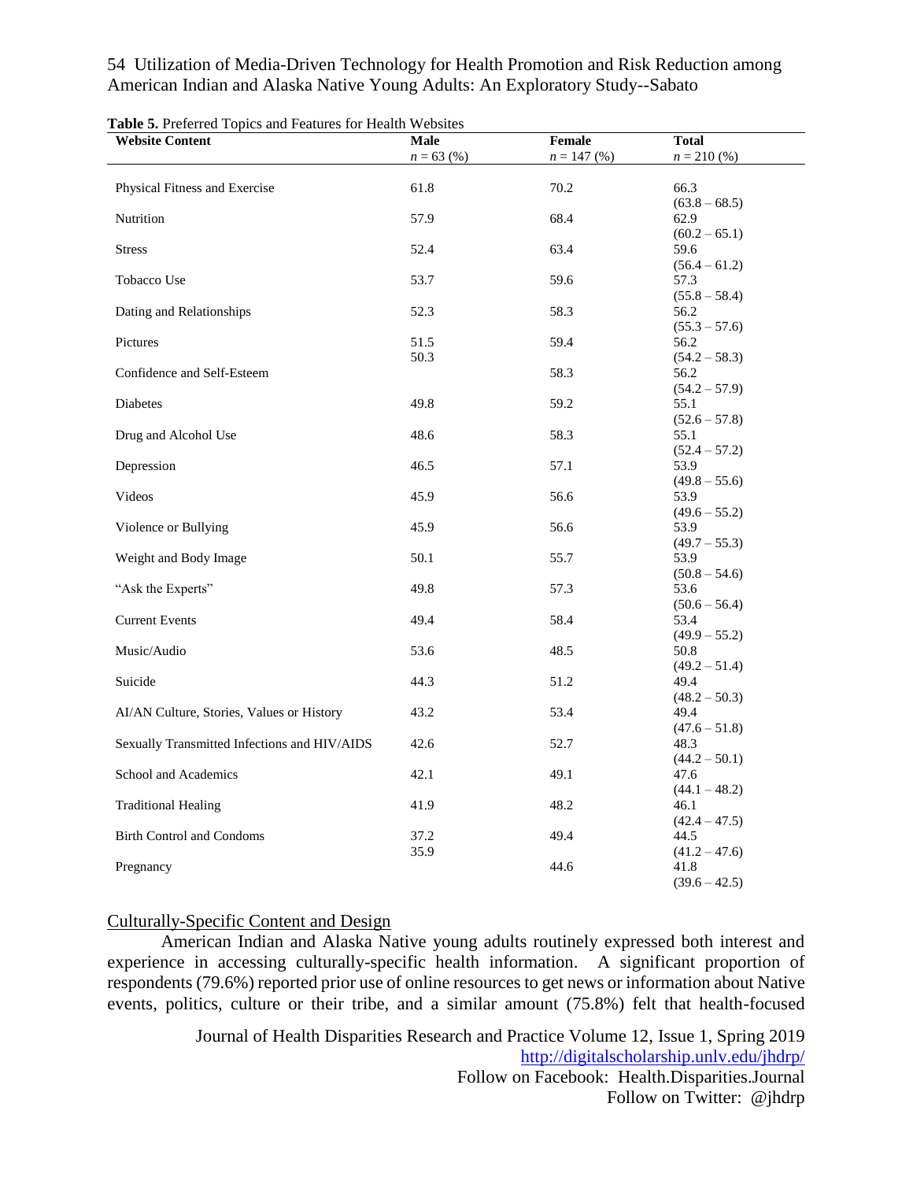**Table 5.** Preferred Topics and Features for Health Websites

| Website Content | Male<br>$n$ = 63 (%) | Female<br>$n$ = 147 (%) | Total<br>$n$ = 210 (%) |
|---|---|---|---|
| Physical Fitness and Exercise | 61.8 | 70.2 | 66.3 (63.8 – 68.5) |
| Nutrition | 57.9 | 68.4 | 62.9 (60.2 – 65.1) |
| Stress | 52.4 | 63.4 | 59.6 (56.4 – 61.2) |
| Tobacco Use | 53.7 | 59.6 | 57.3 (55.8 – 58.4) |
| Dating and Relationships | 52.3 | 58.3 | 56.2 (55.3 – 57.6) |
| Pictures | 51.5 | 59.4 | 56.2 (54.2 – 58.3) |
| Confidence and Self-Esteem | 50.3 | 58.3 | 56.2 (54.2 – 57.9) |
| Diabetes | 49.8 | 59.2 | 55.1 (52.6 – 57.8) |
| Drug and Alcohol Use | 48.6 | 58.3 | 55.1 (52.4 – 57.2) |
| Depression | 46.5 | 57.1 | 53.9 (49.8 – 55.6) |
| Videos | 45.9 | 56.6 | 53.9 (49.6 – 55.2) |
| Violence or Bullying | 45.9 | 56.6 | 53.9 (49.7 – 55.3) |
| Weight and Body Image | 50.1 | 55.7 | 53.9 (50.8 – 54.6) |
| "Ask the Experts" | 49.8 | 57.3 | 53.6 (50.6 – 56.4) |
| Current Events | 49.4 | 58.4 | 53.4 (49.9 – 55.2) |
| Music/Audio | 53.6 | 48.5 | 50.8 (49.2 – 51.4) |
| Suicide | 44.3 | 51.2 | 49.4 (48.2 – 50.3) |
| AI/AN Culture, Stories, Values or History | 43.2 | 53.4 | 49.4 (47.6 – 51.8) |
| Sexually Transmitted Infections and HIV/AIDS | 42.6 | 52.7 | 48.3 (44.2 – 50.1) |
| School and Academics | 42.1 | 49.1 | 47.6 (44.1 – 48.2) |
| Traditional Healing | 41.9 | 48.2 | 46.1 (42.4 – 47.5) |
| Birth Control and Condoms | 37.2 | 49.4 | 44.5 (41.2 – 47.6) |
| Pregnancy | 35.9 | 44.6 | 41.8 (39.6 – 42.5) |

<u>Culturally-Specific Content and Design</u>

American Indian and Alaska Native young adults routinely expressed both interest and experience in accessing culturally-specific health information. A significant proportion of respondents (79.6%) reported prior use of online resources to get news or information about Native events, politics, culture or their tribe, and a similar amount (75.8%) felt that health-focused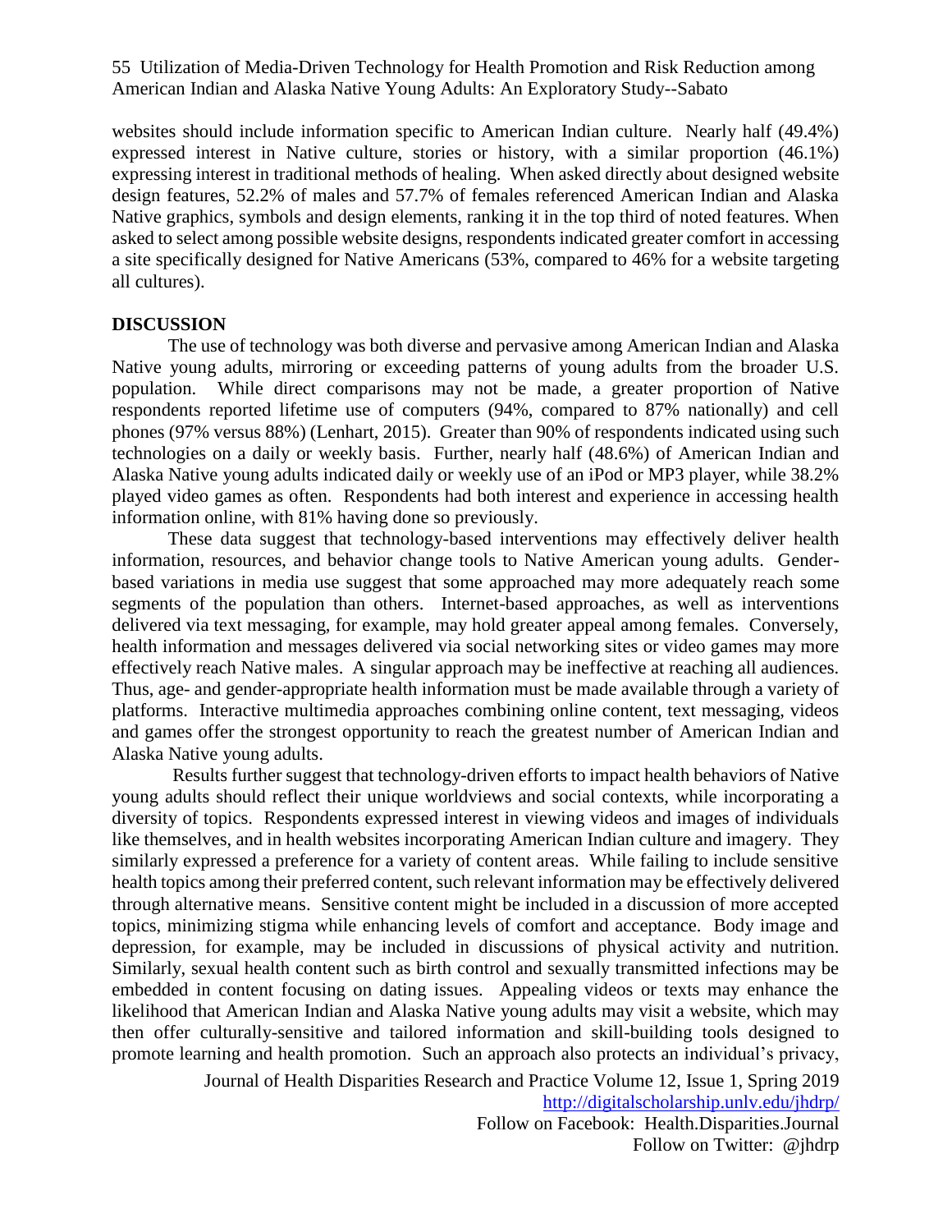websites should include information specific to American Indian culture. Nearly half (49.4%) expressed interest in Native culture, stories or history, with a similar proportion (46.1%) expressing interest in traditional methods of healing. When asked directly about designed website design features, 52.2% of males and 57.7% of females referenced American Indian and Alaska Native graphics, symbols and design elements, ranking it in the top third of noted features. When asked to select among possible website designs, respondents indicated greater comfort in accessing a site specifically designed for Native Americans (53%, compared to 46% for a website targeting all cultures).

## DISCUSSION

The use of technology was both diverse and pervasive among American Indian and Alaska Native young adults, mirroring or exceeding patterns of young adults from the broader U.S. population. While direct comparisons may not be made, a greater proportion of Native respondents reported lifetime use of computers (94%, compared to 87% nationally) and cell phones (97% versus 88%) (Lenhart, 2015). Greater than 90% of respondents indicated using such technologies on a daily or weekly basis. Further, nearly half (48.6%) of American Indian and Alaska Native young adults indicated daily or weekly use of an iPod or MP3 player, while 38.2% played video games as often. Respondents had both interest and experience in accessing health information online, with 81% having done so previously.

These data suggest that technology-based interventions may effectively deliver health information, resources, and behavior change tools to Native American young adults. Gender-based variations in media use suggest that some approached may more adequately reach some segments of the population than others. Internet-based approaches, as well as interventions delivered via text messaging, for example, may hold greater appeal among females. Conversely, health information and messages delivered via social networking sites or video games may more effectively reach Native males. A singular approach may be ineffective at reaching all audiences. Thus, age- and gender-appropriate health information must be made available through a variety of platforms. Interactive multimedia approaches combining online content, text messaging, videos and games offer the strongest opportunity to reach the greatest number of American Indian and Alaska Native young adults.

Results further suggest that technology-driven efforts to impact health behaviors of Native young adults should reflect their unique worldviews and social contexts, while incorporating a diversity of topics. Respondents expressed interest in viewing videos and images of individuals like themselves, and in health websites incorporating American Indian culture and imagery. They similarly expressed a preference for a variety of content areas. While failing to include sensitive health topics among their preferred content, such relevant information may be effectively delivered through alternative means. Sensitive content might be included in a discussion of more accepted topics, minimizing stigma while enhancing levels of comfort and acceptance. Body image and depression, for example, may be included in discussions of physical activity and nutrition. Similarly, sexual health content such as birth control and sexually transmitted infections may be embedded in content focusing on dating issues. Appealing videos or texts may enhance the likelihood that American Indian and Alaska Native young adults may visit a website, which may then offer culturally-sensitive and tailored information and skill-building tools designed to promote learning and health promotion. Such an approach also protects an individual's privacy,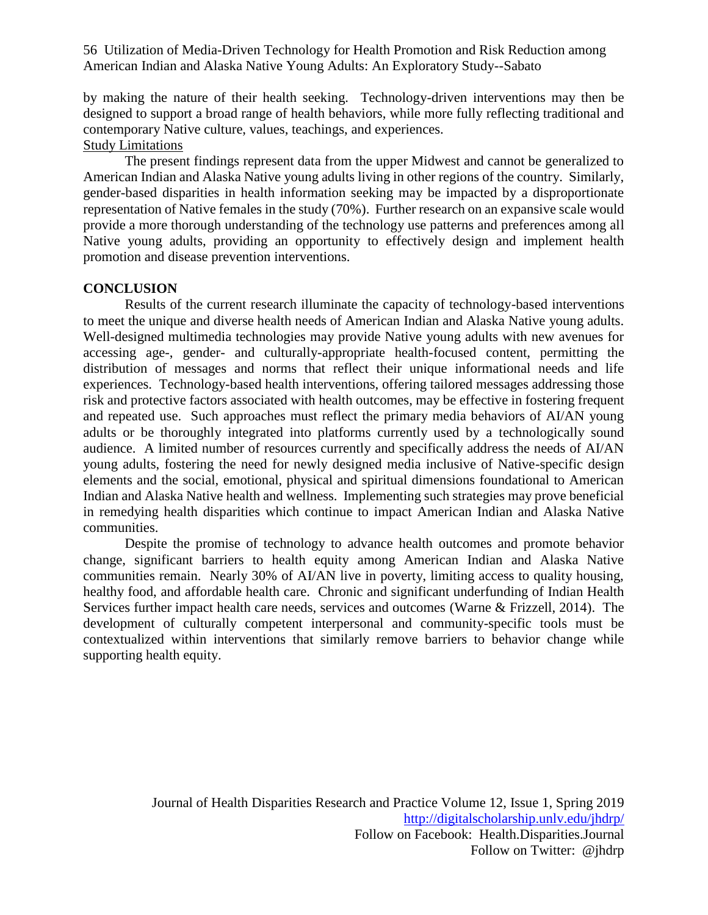by making the nature of their health seeking. Technology-driven interventions may then be designed to support a broad range of health behaviors, while more fully reflecting traditional and contemporary Native culture, values, teachings, and experiences.

Study Limitations

The present findings represent data from the upper Midwest and cannot be generalized to American Indian and Alaska Native young adults living in other regions of the country. Similarly, gender-based disparities in health information seeking may be impacted by a disproportionate representation of Native females in the study (70%). Further research on an expansive scale would provide a more thorough understanding of the technology use patterns and preferences among all Native young adults, providing an opportunity to effectively design and implement health promotion and disease prevention interventions.

## CONCLUSION

Results of the current research illuminate the capacity of technology-based interventions to meet the unique and diverse health needs of American Indian and Alaska Native young adults. Well-designed multimedia technologies may provide Native young adults with new avenues for accessing age-, gender- and culturally-appropriate health-focused content, permitting the distribution of messages and norms that reflect their unique informational needs and life experiences. Technology-based health interventions, offering tailored messages addressing those risk and protective factors associated with health outcomes, may be effective in fostering frequent and repeated use. Such approaches must reflect the primary media behaviors of AI/AN young adults or be thoroughly integrated into platforms currently used by a technologically sound audience. A limited number of resources currently and specifically address the needs of AI/AN young adults, fostering the need for newly designed media inclusive of Native-specific design elements and the social, emotional, physical and spiritual dimensions foundational to American Indian and Alaska Native health and wellness. Implementing such strategies may prove beneficial in remedying health disparities which continue to impact American Indian and Alaska Native communities.

Despite the promise of technology to advance health outcomes and promote behavior change, significant barriers to health equity among American Indian and Alaska Native communities remain. Nearly 30% of AI/AN live in poverty, limiting access to quality housing, healthy food, and affordable health care. Chronic and significant underfunding of Indian Health Services further impact health care needs, services and outcomes (Warne & Frizzell, 2014). The development of culturally competent interpersonal and community-specific tools must be contextualized within interventions that similarly remove barriers to behavior change while supporting health equity.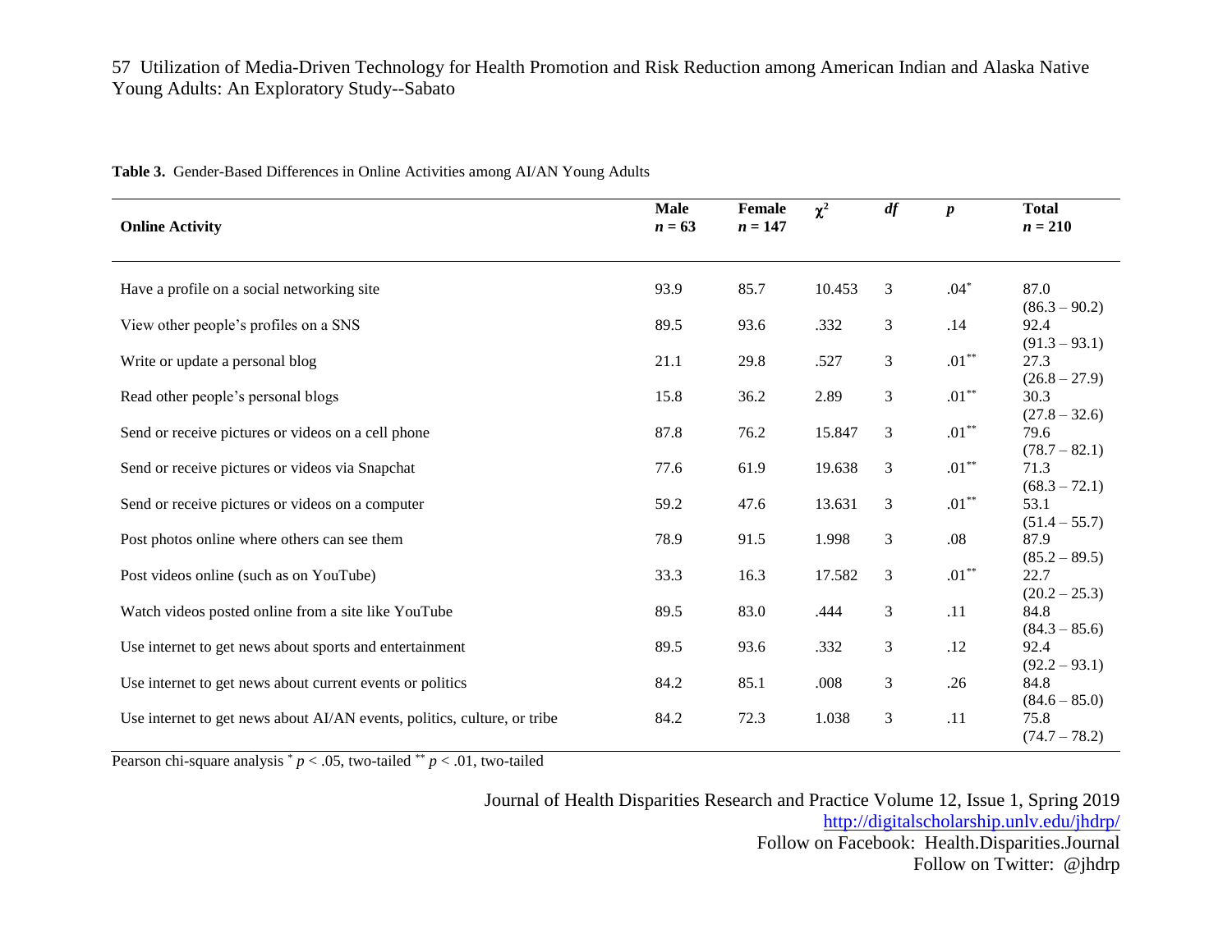**Table 3.** Gender-Based Differences in Online Activities among AI/AN Young Adults

| **Online Activity** | **Male** $n = 63$ | **Female** $n = 147$ | $\chi^2$ | $df$ | $p$ | **Total** $n = 210$ |
|---|---|---|---|---|---|---|
| Have a profile on a social networking site | 93.9 | 85.7 | 10.453 | 3 | .04* | 87.0 (86.3 – 90.2) |
| View other people's profiles on a SNS | 89.5 | 93.6 | .332 | 3 | .14 | 92.4 (91.3 – 93.1) |
| Write or update a personal blog | 21.1 | 29.8 | .527 | 3 | .01** | 27.3 (26.8 – 27.9) |
| Read other people's personal blogs | 15.8 | 36.2 | 2.89 | 3 | .01** | 30.3 (27.8 – 32.6) |
| Send or receive pictures or videos on a cell phone | 87.8 | 76.2 | 15.847 | 3 | .01** | 79.6 (78.7 – 82.1) |
| Send or receive pictures or videos via Snapchat | 77.6 | 61.9 | 19.638 | 3 | .01** | 71.3 (68.3 – 72.1) |
| Send or receive pictures or videos on a computer | 59.2 | 47.6 | 13.631 | 3 | .01** | 53.1 (51.4 – 55.7) |
| Post photos online where others can see them | 78.9 | 91.5 | 1.998 | 3 | .08 | 87.9 (85.2 – 89.5) |
| Post videos online (such as on YouTube) | 33.3 | 16.3 | 17.582 | 3 | .01** | 22.7 (20.2 – 25.3) |
| Watch videos posted online from a site like YouTube | 89.5 | 83.0 | .444 | 3 | .11 | 84.8 (84.3 – 85.6) |
| Use internet to get news about sports and entertainment | 89.5 | 93.6 | .332 | 3 | .12 | 92.4 (92.2 – 93.1) |
| Use internet to get news about current events or politics | 84.2 | 85.1 | .008 | 3 | .26 | 84.8 (84.6 – 85.0) |
| Use internet to get news about AI/AN events, politics, culture, or tribe | 84.2 | 72.3 | 1.038 | 3 | .11 | 75.8 (74.7 – 78.2) |

Pearson chi-square analysis * $p < .05$, two-tailed ** $p < .01$, two-tailed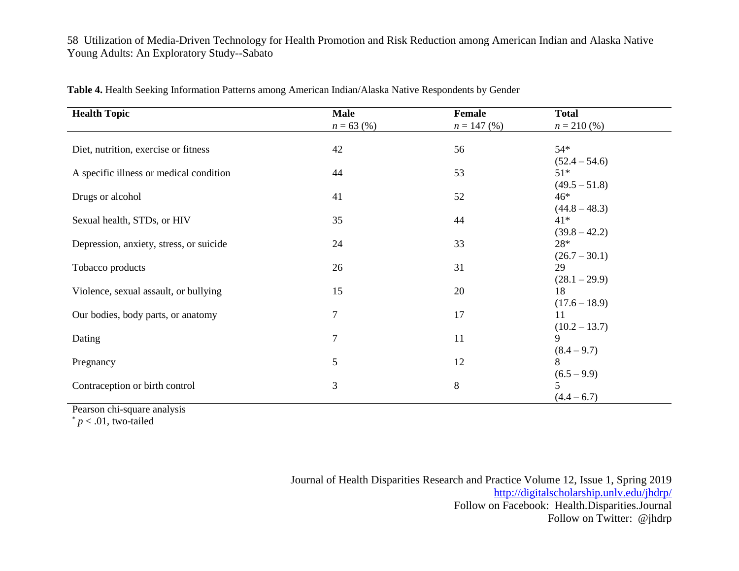**Table 4.** Health Seeking Information Patterns among American Indian/Alaska Native Respondents by Gender

| Health Topic | Male $n = 63$ (%) | Female $n = 147$ (%) | Total $n = 210$ (%) |
|---|---|---|---|
| Diet, nutrition, exercise or fitness | 42 | 56 | 54* (52.4 – 54.6) |
| A specific illness or medical condition | 44 | 53 | 51* (49.5 – 51.8) |
| Drugs or alcohol | 41 | 52 | 46* (44.8 – 48.3) |
| Sexual health, STDs, or HIV | 35 | 44 | 41* (39.8 – 42.2) |
| Depression, anxiety, stress, or suicide | 24 | 33 | 28* (26.7 – 30.1) |
| Tobacco products | 26 | 31 | 29 (28.1 – 29.9) |
| Violence, sexual assault, or bullying | 15 | 20 | 18 (17.6 – 18.9) |
| Our bodies, body parts, or anatomy | 7 | 17 | 11 (10.2 – 13.7) |
| Dating | 7 | 11 | 9 (8.4 – 9.7) |
| Pregnancy | 5 | 12 | 8 (6.5 – 9.9) |
| Contraception or birth control | 3 | 8 | 5 (4.4 – 6.7) |

Pearson chi-square analysis

* $p < .01$, two-tailed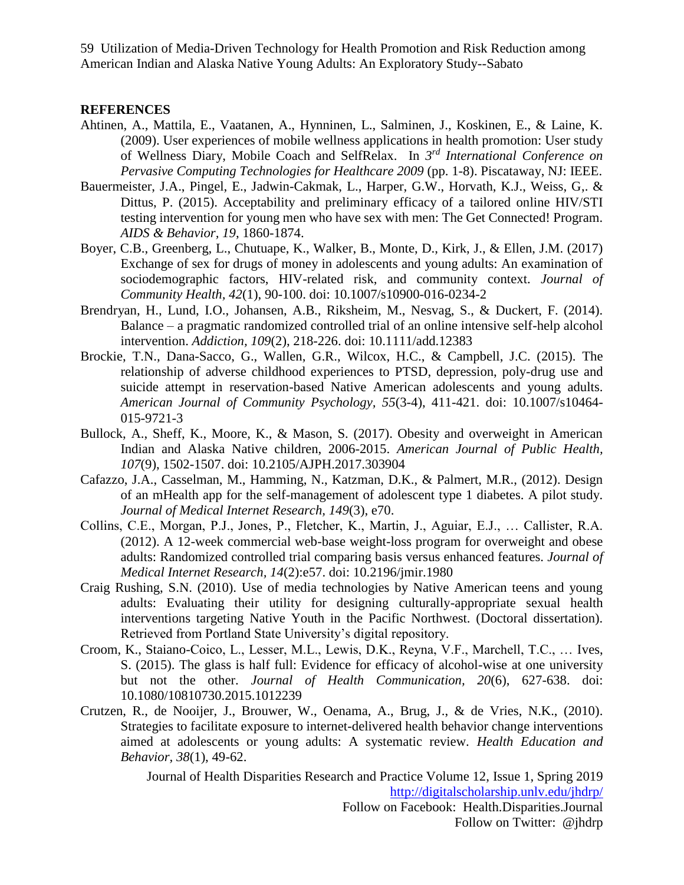## REFERENCES

Ahtinen, A., Mattila, E., Vaatanen, A., Hynninen, L., Salminen, J., Koskinen, E., & Laine, K. (2009). User experiences of mobile wellness applications in health promotion: User study of Wellness Diary, Mobile Coach and SelfRelax. In *3rd International Conference on Pervasive Computing Technologies for Healthcare 2009* (pp. 1-8). Piscataway, NJ: IEEE.

Bauermeister, J.A., Pingel, E., Jadwin-Cakmak, L., Harper, G.W., Horvath, K.J., Weiss, G,. & Dittus, P. (2015). Acceptability and preliminary efficacy of a tailored online HIV/STI testing intervention for young men who have sex with men: The Get Connected! Program. *AIDS & Behavior, 19*, 1860-1874.

Boyer, C.B., Greenberg, L., Chutuape, K., Walker, B., Monte, D., Kirk, J., & Ellen, J.M. (2017) Exchange of sex for drugs of money in adolescents and young adults: An examination of sociodemographic factors, HIV-related risk, and community context. *Journal of Community Health, 42*(1), 90-100. doi: 10.1007/s10900-016-0234-2

Brendryan, H., Lund, I.O., Johansen, A.B., Riksheim, M., Nesvag, S., & Duckert, F. (2014). Balance – a pragmatic randomized controlled trial of an online intensive self-help alcohol intervention. *Addiction, 109*(2), 218-226. doi: 10.1111/add.12383

Brockie, T.N., Dana-Sacco, G., Wallen, G.R., Wilcox, H.C., & Campbell, J.C. (2015). The relationship of adverse childhood experiences to PTSD, depression, poly-drug use and suicide attempt in reservation-based Native American adolescents and young adults. *American Journal of Community Psychology, 55*(3-4), 411-421. doi: 10.1007/s10464-015-9721-3

Bullock, A., Sheff, K., Moore, K., & Mason, S. (2017). Obesity and overweight in American Indian and Alaska Native children, 2006-2015. *American Journal of Public Health, 107*(9), 1502-1507. doi: 10.2105/AJPH.2017.303904

Cafazzo, J.A., Casselman, M., Hamming, N., Katzman, D.K., & Palmert, M.R., (2012). Design of an mHealth app for the self-management of adolescent type 1 diabetes. A pilot study. *Journal of Medical Internet Research, 149*(3), e70.

Collins, C.E., Morgan, P.J., Jones, P., Fletcher, K., Martin, J., Aguiar, E.J., … Callister, R.A. (2012). A 12-week commercial web-base weight-loss program for overweight and obese adults: Randomized controlled trial comparing basis versus enhanced features. *Journal of Medical Internet Research, 14*(2):e57. doi: 10.2196/jmir.1980

Craig Rushing, S.N. (2010). Use of media technologies by Native American teens and young adults: Evaluating their utility for designing culturally-appropriate sexual health interventions targeting Native Youth in the Pacific Northwest. (Doctoral dissertation). Retrieved from Portland State University's digital repository.

Croom, K., Staiano-Coico, L., Lesser, M.L., Lewis, D.K., Reyna, V.F., Marchell, T.C., … Ives, S. (2015). The glass is half full: Evidence for efficacy of alcohol-wise at one university but not the other. *Journal of Health Communication, 20*(6), 627-638. doi: 10.1080/10810730.2015.1012239

Crutzen, R., de Nooijer, J., Brouwer, W., Oenama, A., Brug, J., & de Vries, N.K., (2010). Strategies to facilitate exposure to internet-delivered health behavior change interventions aimed at adolescents or young adults: A systematic review. *Health Education and Behavior, 38*(1), 49-62.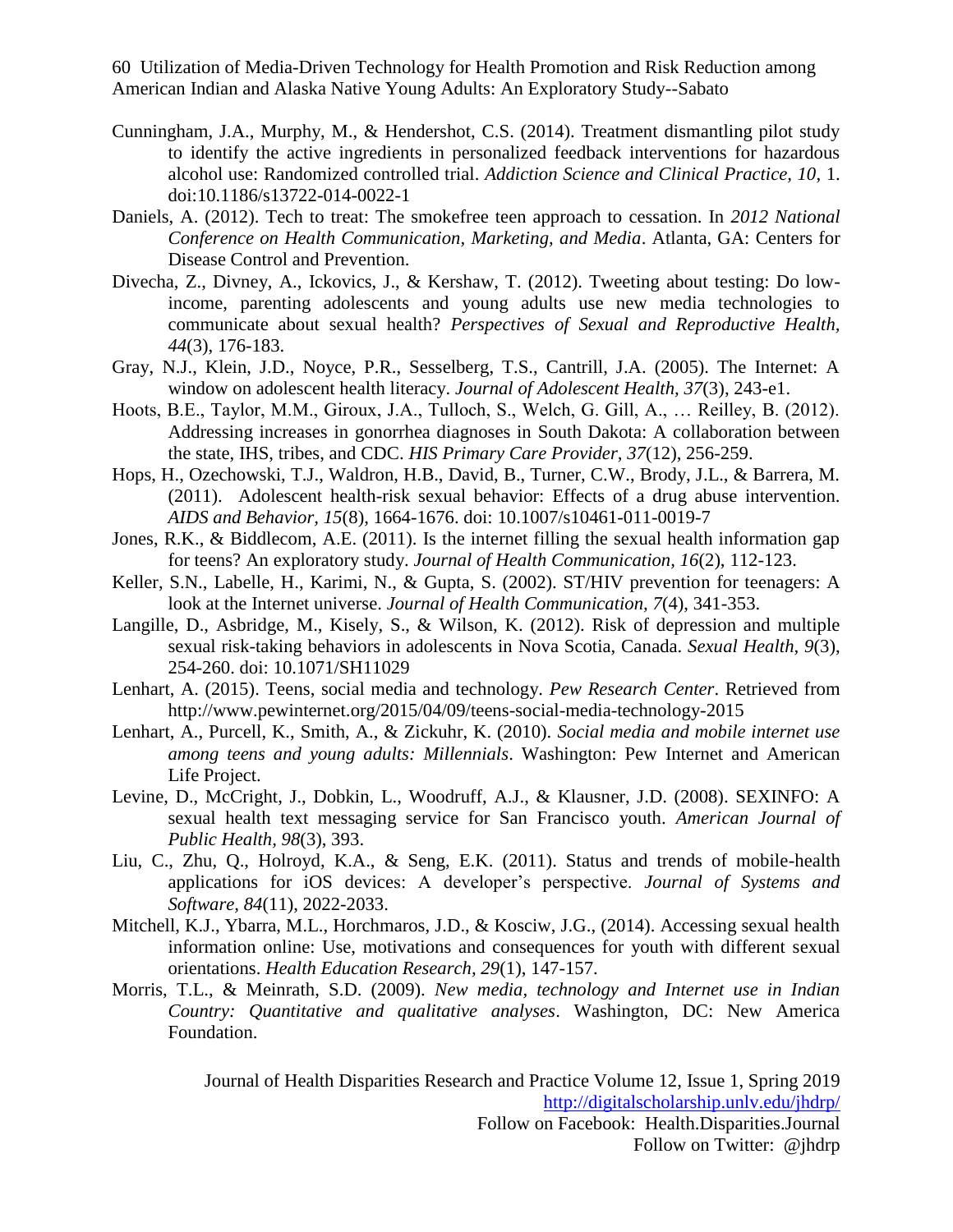Cunningham, J.A., Murphy, M., & Hendershot, C.S. (2014). Treatment dismantling pilot study to identify the active ingredients in personalized feedback interventions for hazardous alcohol use: Randomized controlled trial. *Addiction Science and Clinical Practice, 10*, 1. doi:10.1186/s13722-014-0022-1

Daniels, A. (2012). Tech to treat: The smokefree teen approach to cessation. In *2012 National Conference on Health Communication, Marketing, and Media*. Atlanta, GA: Centers for Disease Control and Prevention.

Divecha, Z., Divney, A., Ickovics, J., & Kershaw, T. (2012). Tweeting about testing: Do low-income, parenting adolescents and young adults use new media technologies to communicate about sexual health? *Perspectives of Sexual and Reproductive Health, 44*(3), 176-183.

Gray, N.J., Klein, J.D., Noyce, P.R., Sesselberg, T.S., Cantrill, J.A. (2005). The Internet: A window on adolescent health literacy. *Journal of Adolescent Health, 37*(3), 243-e1.

Hoots, B.E., Taylor, M.M., Giroux, J.A., Tulloch, S., Welch, G. Gill, A., … Reilley, B. (2012). Addressing increases in gonorrhea diagnoses in South Dakota: A collaboration between the state, IHS, tribes, and CDC. *HIS Primary Care Provider, 37*(12), 256-259.

Hops, H., Ozechowski, T.J., Waldron, H.B., David, B., Turner, C.W., Brody, J.L., & Barrera, M. (2011). Adolescent health-risk sexual behavior: Effects of a drug abuse intervention. *AIDS and Behavior, 15*(8), 1664-1676. doi: 10.1007/s10461-011-0019-7

Jones, R.K., & Biddlecom, A.E. (2011). Is the internet filling the sexual health information gap for teens? An exploratory study. *Journal of Health Communication, 16*(2), 112-123.

Keller, S.N., Labelle, H., Karimi, N., & Gupta, S. (2002). ST/HIV prevention for teenagers: A look at the Internet universe. *Journal of Health Communication, 7*(4), 341-353.

Langille, D., Asbridge, M., Kisely, S., & Wilson, K. (2012). Risk of depression and multiple sexual risk-taking behaviors in adolescents in Nova Scotia, Canada. *Sexual Health, 9*(3), 254-260. doi: 10.1071/SH11029

Lenhart, A. (2015). Teens, social media and technology. *Pew Research Center*. Retrieved from http://www.pewinternet.org/2015/04/09/teens-social-media-technology-2015

Lenhart, A., Purcell, K., Smith, A., & Zickuhr, K. (2010). *Social media and mobile internet use among teens and young adults: Millennials*. Washington: Pew Internet and American Life Project.

Levine, D., McCright, J., Dobkin, L., Woodruff, A.J., & Klausner, J.D. (2008). SEXINFO: A sexual health text messaging service for San Francisco youth. *American Journal of Public Health, 98*(3), 393.

Liu, C., Zhu, Q., Holroyd, K.A., & Seng, E.K. (2011). Status and trends of mobile-health applications for iOS devices: A developer's perspective. *Journal of Systems and Software, 84*(11), 2022-2033.

Mitchell, K.J., Ybarra, M.L., Horchmaros, J.D., & Kosciw, J.G., (2014). Accessing sexual health information online: Use, motivations and consequences for youth with different sexual orientations. *Health Education Research, 29*(1), 147-157.

Morris, T.L., & Meinrath, S.D. (2009). *New media, technology and Internet use in Indian Country: Quantitative and qualitative analyses*. Washington, DC: New America Foundation.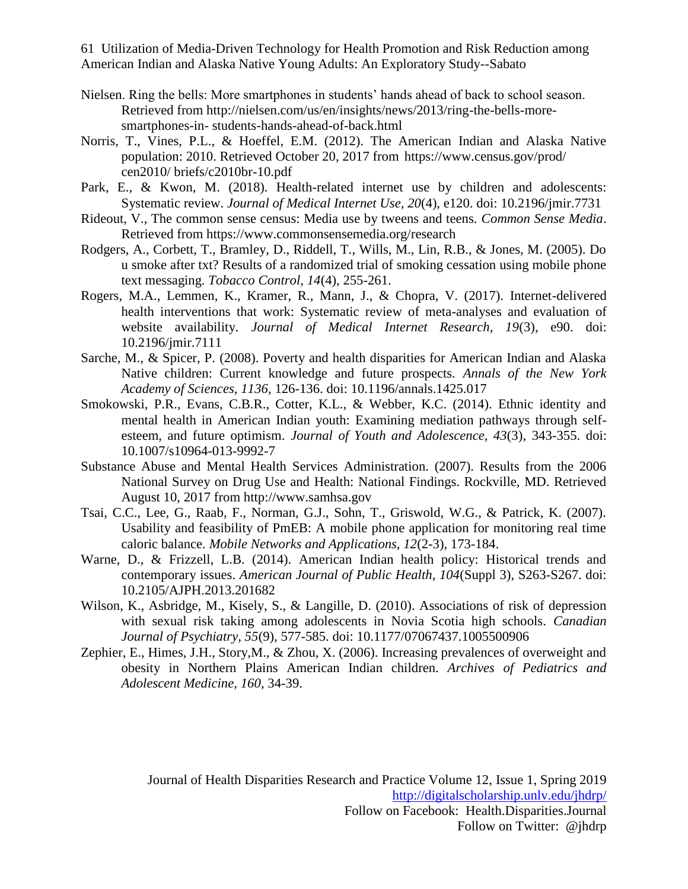Nielsen. Ring the bells: More smartphones in students' hands ahead of back to school season. Retrieved from http://nielsen.com/us/en/insights/news/2013/ring-the-bells-more-smartphones-in- students-hands-ahead-of-back.html

Norris, T., Vines, P.L., & Hoeffel, E.M. (2012). The American Indian and Alaska Native population: 2010. Retrieved October 20, 2017 from https://www.census.gov/prod/ cen2010/ briefs/c2010br-10.pdf

Park, E., & Kwon, M. (2018). Health-related internet use by children and adolescents: Systematic review. *Journal of Medical Internet Use, 20*(4), e120. doi: 10.2196/jmir.7731

Rideout, V., The common sense census: Media use by tweens and teens. *Common Sense Media*. Retrieved from https://www.commonsensemedia.org/research

Rodgers, A., Corbett, T., Bramley, D., Riddell, T., Wills, M., Lin, R.B., & Jones, M. (2005). Do u smoke after txt? Results of a randomized trial of smoking cessation using mobile phone text messaging. *Tobacco Control, 14*(4), 255-261.

Rogers, M.A., Lemmen, K., Kramer, R., Mann, J., & Chopra, V. (2017). Internet-delivered health interventions that work: Systematic review of meta-analyses and evaluation of website availability. *Journal of Medical Internet Research, 19*(3), e90. doi: 10.2196/jmir.7111

Sarche, M., & Spicer, P. (2008). Poverty and health disparities for American Indian and Alaska Native children: Current knowledge and future prospects. *Annals of the New York Academy of Sciences, 1136*, 126-136. doi: 10.1196/annals.1425.017

Smokowski, P.R., Evans, C.B.R., Cotter, K.L., & Webber, K.C. (2014). Ethnic identity and mental health in American Indian youth: Examining mediation pathways through self-esteem, and future optimism. *Journal of Youth and Adolescence, 43*(3), 343-355. doi: 10.1007/s10964-013-9992-7

Substance Abuse and Mental Health Services Administration. (2007). Results from the 2006 National Survey on Drug Use and Health: National Findings. Rockville, MD. Retrieved August 10, 2017 from http://www.samhsa.gov

Tsai, C.C., Lee, G., Raab, F., Norman, G.J., Sohn, T., Griswold, W.G., & Patrick, K. (2007). Usability and feasibility of PmEB: A mobile phone application for monitoring real time caloric balance. *Mobile Networks and Applications, 12*(2-3), 173-184.

Warne, D., & Frizzell, L.B. (2014). American Indian health policy: Historical trends and contemporary issues. *American Journal of Public Health, 104*(Suppl 3), S263-S267. doi: 10.2105/AJPH.2013.201682

Wilson, K., Asbridge, M., Kisely, S., & Langille, D. (2010). Associations of risk of depression with sexual risk taking among adolescents in Novia Scotia high schools. *Canadian Journal of Psychiatry, 55*(9), 577-585. doi: 10.1177/07067437.1005500906

Zephier, E., Himes, J.H., Story,M., & Zhou, X. (2006). Increasing prevalences of overweight and obesity in Northern Plains American Indian children. *Archives of Pediatrics and Adolescent Medicine, 160*, 34-39.